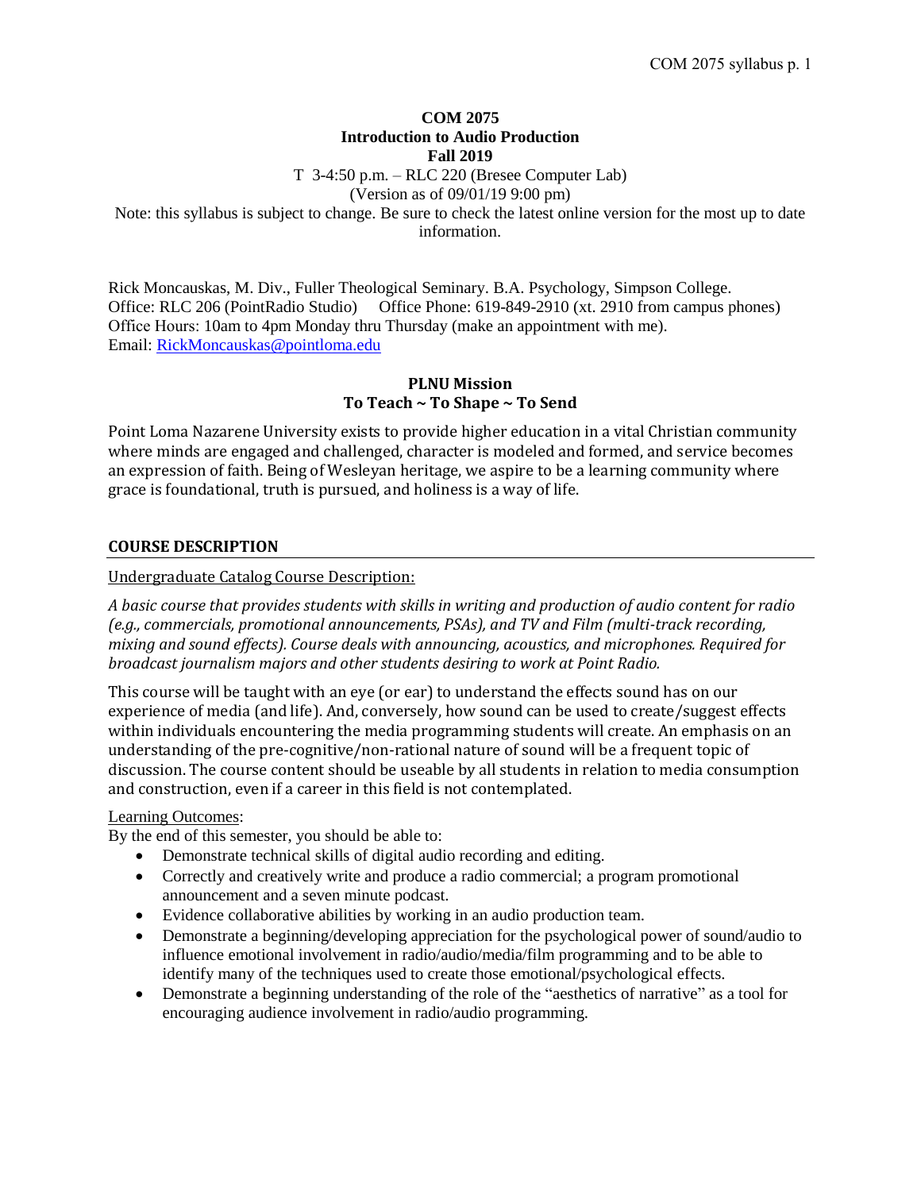# COM 2075
# Introduction to Audio Production
# Fall 2019

T 3-4:50 p.m. – RLC 220 (Bresee Computer Lab)
(Version as of 09/01/19 9:00 pm)
Note: this syllabus is subject to change. Be sure to check the latest online version for the most up to date information.

Rick Moncauskas, M. Div., Fuller Theological Seminary. B.A. Psychology, Simpson College.
Office: RLC 206 (PointRadio Studio) Office Phone: 619-849-2910 (xt. 2910 from campus phones)
Office Hours: 10am to 4pm Monday thru Thursday (make an appointment with me).
Email: RickMoncauskas@pointloma.edu

## PLNU Mission
## To Teach ~ To Shape ~ To Send

Point Loma Nazarene University exists to provide higher education in a vital Christian community where minds are engaged and challenged, character is modeled and formed, and service becomes an expression of faith. Being of Wesleyan heritage, we aspire to be a learning community where grace is foundational, truth is pursued, and holiness is a way of life.

## COURSE DESCRIPTION

Undergraduate Catalog Course Description:

*A basic course that provides students with skills in writing and production of audio content for radio (e.g., commercials, promotional announcements, PSAs), and TV and Film (multi-track recording, mixing and sound effects). Course deals with announcing, acoustics, and microphones. Required for broadcast journalism majors and other students desiring to work at Point Radio.*

This course will be taught with an eye (or ear) to understand the effects sound has on our experience of media (and life). And, conversely, how sound can be used to create/suggest effects within individuals encountering the media programming students will create. An emphasis on an understanding of the pre-cognitive/non-rational nature of sound will be a frequent topic of discussion. The course content should be useable by all students in relation to media consumption and construction, even if a career in this field is not contemplated.

Learning Outcomes:
By the end of this semester, you should be able to:

- Demonstrate technical skills of digital audio recording and editing.
- Correctly and creatively write and produce a radio commercial; a program promotional announcement and a seven minute podcast.
- Evidence collaborative abilities by working in an audio production team.
- Demonstrate a beginning/developing appreciation for the psychological power of sound/audio to influence emotional involvement in radio/audio/media/film programming and to be able to identify many of the techniques used to create those emotional/psychological effects.
- Demonstrate a beginning understanding of the role of the "aesthetics of narrative" as a tool for encouraging audience involvement in radio/audio programming.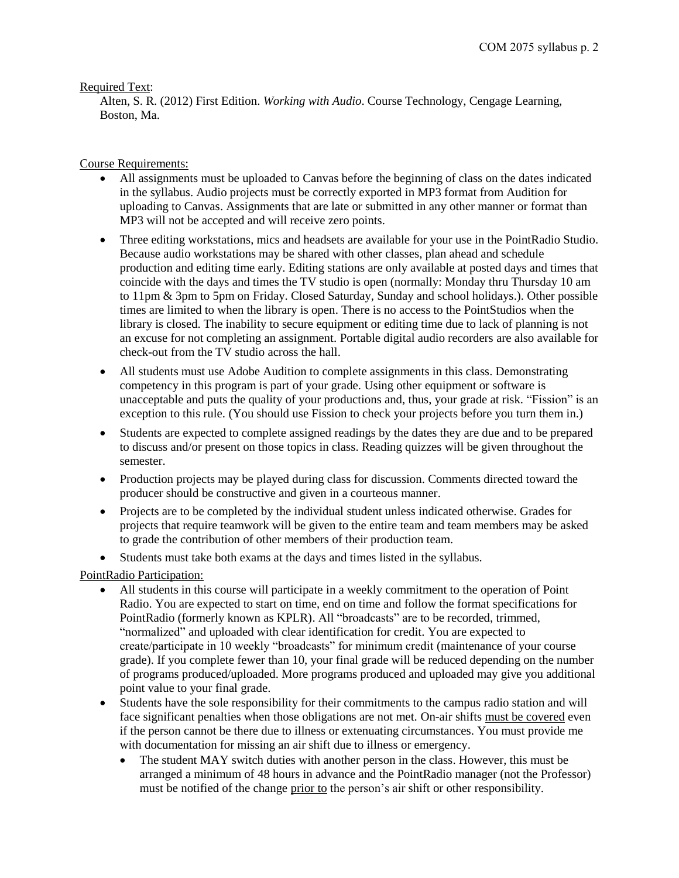Required Text:

Alten, S. R. (2012) First Edition. *Working with Audio*. Course Technology, Cengage Learning, Boston, Ma.

Course Requirements:

- All assignments must be uploaded to Canvas before the beginning of class on the dates indicated in the syllabus. Audio projects must be correctly exported in MP3 format from Audition for uploading to Canvas. Assignments that are late or submitted in any other manner or format than MP3 will not be accepted and will receive zero points.
- Three editing workstations, mics and headsets are available for your use in the PointRadio Studio. Because audio workstations may be shared with other classes, plan ahead and schedule production and editing time early. Editing stations are only available at posted days and times that coincide with the days and times the TV studio is open (normally: Monday thru Thursday 10 am to 11pm & 3pm to 5pm on Friday. Closed Saturday, Sunday and school holidays.). Other possible times are limited to when the library is open. There is no access to the PointStudios when the library is closed. The inability to secure equipment or editing time due to lack of planning is not an excuse for not completing an assignment. Portable digital audio recorders are also available for check-out from the TV studio across the hall.
- All students must use Adobe Audition to complete assignments in this class. Demonstrating competency in this program is part of your grade. Using other equipment or software is unacceptable and puts the quality of your productions and, thus, your grade at risk. "Fission" is an exception to this rule. (You should use Fission to check your projects before you turn them in.)
- Students are expected to complete assigned readings by the dates they are due and to be prepared to discuss and/or present on those topics in class. Reading quizzes will be given throughout the semester.
- Production projects may be played during class for discussion. Comments directed toward the producer should be constructive and given in a courteous manner.
- Projects are to be completed by the individual student unless indicated otherwise. Grades for projects that require teamwork will be given to the entire team and team members may be asked to grade the contribution of other members of their production team.
- Students must take both exams at the days and times listed in the syllabus.

PointRadio Participation:

- All students in this course will participate in a weekly commitment to the operation of Point Radio. You are expected to start on time, end on time and follow the format specifications for PointRadio (formerly known as KPLR). All "broadcasts" are to be recorded, trimmed, "normalized" and uploaded with clear identification for credit. You are expected to create/participate in 10 weekly "broadcasts" for minimum credit (maintenance of your course grade). If you complete fewer than 10, your final grade will be reduced depending on the number of programs produced/uploaded. More programs produced and uploaded may give you additional point value to your final grade.
- Students have the sole responsibility for their commitments to the campus radio station and will face significant penalties when those obligations are not met. On-air shifts must be covered even if the person cannot be there due to illness or extenuating circumstances. You must provide me with documentation for missing an air shift due to illness or emergency.
  - The student MAY switch duties with another person in the class. However, this must be arranged a minimum of 48 hours in advance and the PointRadio manager (not the Professor) must be notified of the change prior to the person's air shift or other responsibility.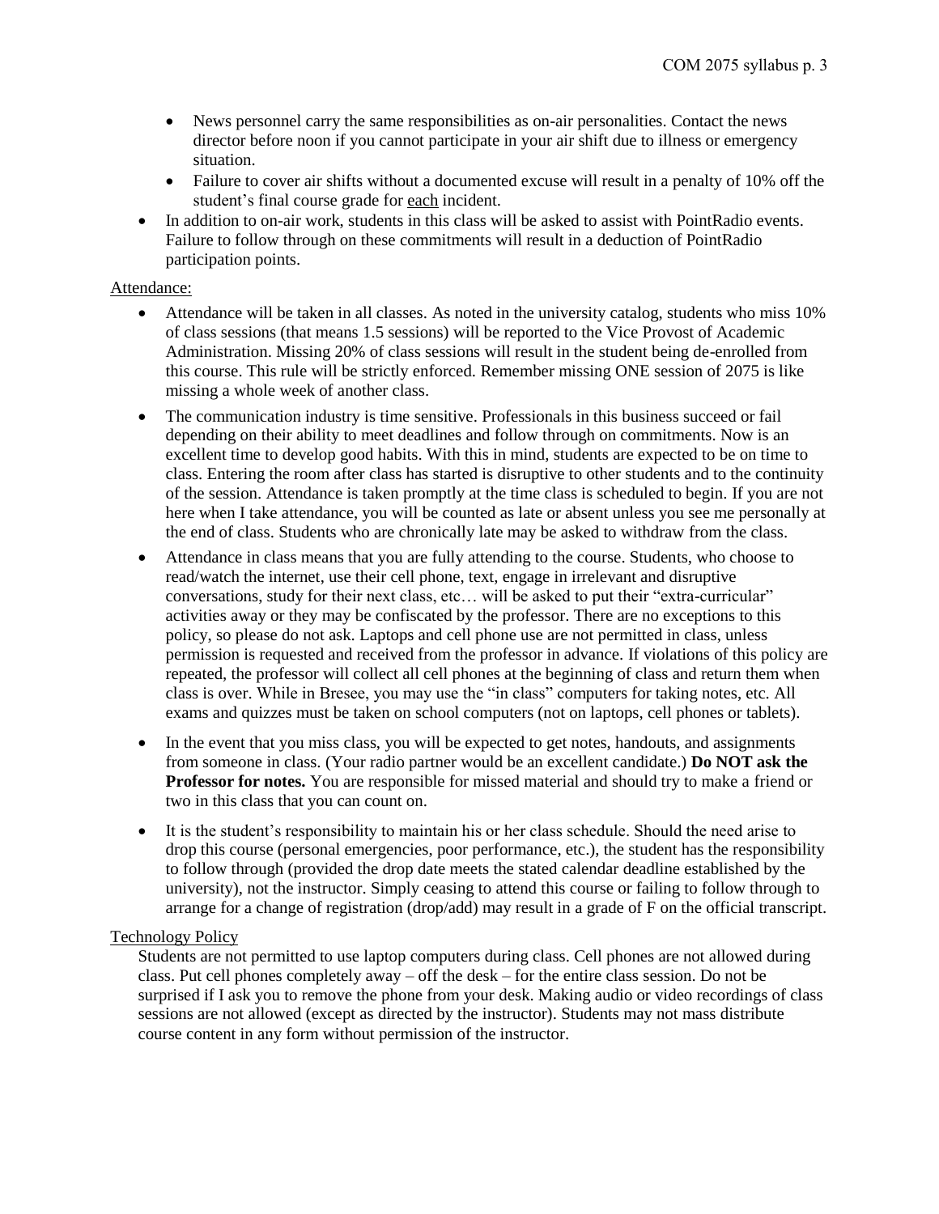- News personnel carry the same responsibilities as on-air personalities. Contact the news director before noon if you cannot participate in your air shift due to illness or emergency situation.
    - Failure to cover air shifts without a documented excuse will result in a penalty of 10% off the student's final course grade for <u>each</u> incident.
- In addition to on-air work, students in this class will be asked to assist with PointRadio events. Failure to follow through on these commitments will result in a deduction of PointRadio participation points.

<u>Attendance:</u>

- Attendance will be taken in all classes. As noted in the university catalog, students who miss 10% of class sessions (that means 1.5 sessions) will be reported to the Vice Provost of Academic Administration. Missing 20% of class sessions will result in the student being de-enrolled from this course. This rule will be strictly enforced. Remember missing ONE session of 2075 is like missing a whole week of another class.
- The communication industry is time sensitive. Professionals in this business succeed or fail depending on their ability to meet deadlines and follow through on commitments. Now is an excellent time to develop good habits. With this in mind, students are expected to be on time to class. Entering the room after class has started is disruptive to other students and to the continuity of the session. Attendance is taken promptly at the time class is scheduled to begin. If you are not here when I take attendance, you will be counted as late or absent unless you see me personally at the end of class. Students who are chronically late may be asked to withdraw from the class.
- Attendance in class means that you are fully attending to the course. Students, who choose to read/watch the internet, use their cell phone, text, engage in irrelevant and disruptive conversations, study for their next class, etc… will be asked to put their "extra-curricular" activities away or they may be confiscated by the professor. There are no exceptions to this policy, so please do not ask. Laptops and cell phone use are not permitted in class, unless permission is requested and received from the professor in advance. If violations of this policy are repeated, the professor will collect all cell phones at the beginning of class and return them when class is over. While in Bresee, you may use the "in class" computers for taking notes, etc. All exams and quizzes must be taken on school computers (not on laptops, cell phones or tablets).
- In the event that you miss class, you will be expected to get notes, handouts, and assignments from someone in class. (Your radio partner would be an excellent candidate.) **Do NOT ask the Professor for notes.** You are responsible for missed material and should try to make a friend or two in this class that you can count on.
- It is the student's responsibility to maintain his or her class schedule. Should the need arise to drop this course (personal emergencies, poor performance, etc.), the student has the responsibility to follow through (provided the drop date meets the stated calendar deadline established by the university), not the instructor. Simply ceasing to attend this course or failing to follow through to arrange for a change of registration (drop/add) may result in a grade of F on the official transcript.

<u>Technology Policy</u>

Students are not permitted to use laptop computers during class. Cell phones are not allowed during class. Put cell phones completely away – off the desk – for the entire class session. Do not be surprised if I ask you to remove the phone from your desk. Making audio or video recordings of class sessions are not allowed (except as directed by the instructor). Students may not mass distribute course content in any form without permission of the instructor.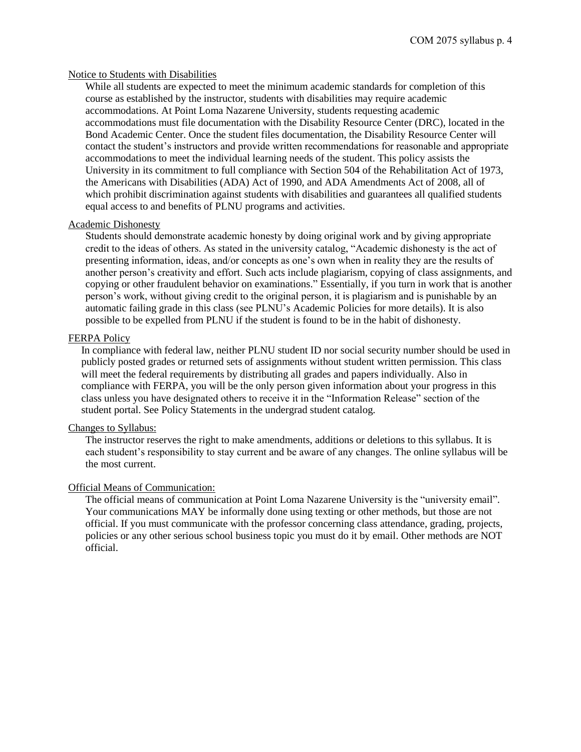## Notice to Students with Disabilities

While all students are expected to meet the minimum academic standards for completion of this course as established by the instructor, students with disabilities may require academic accommodations. At Point Loma Nazarene University, students requesting academic accommodations must file documentation with the Disability Resource Center (DRC), located in the Bond Academic Center. Once the student files documentation, the Disability Resource Center will contact the student's instructors and provide written recommendations for reasonable and appropriate accommodations to meet the individual learning needs of the student. This policy assists the University in its commitment to full compliance with Section 504 of the Rehabilitation Act of 1973, the Americans with Disabilities (ADA) Act of 1990, and ADA Amendments Act of 2008, all of which prohibit discrimination against students with disabilities and guarantees all qualified students equal access to and benefits of PLNU programs and activities.

## Academic Dishonesty

Students should demonstrate academic honesty by doing original work and by giving appropriate credit to the ideas of others. As stated in the university catalog, "Academic dishonesty is the act of presenting information, ideas, and/or concepts as one's own when in reality they are the results of another person's creativity and effort. Such acts include plagiarism, copying of class assignments, and copying or other fraudulent behavior on examinations." Essentially, if you turn in work that is another person's work, without giving credit to the original person, it is plagiarism and is punishable by an automatic failing grade in this class (see PLNU's Academic Policies for more details). It is also possible to be expelled from PLNU if the student is found to be in the habit of dishonesty.

## FERPA Policy

In compliance with federal law, neither PLNU student ID nor social security number should be used in publicly posted grades or returned sets of assignments without student written permission. This class will meet the federal requirements by distributing all grades and papers individually. Also in compliance with FERPA, you will be the only person given information about your progress in this class unless you have designated others to receive it in the "Information Release" section of the student portal. See Policy Statements in the undergrad student catalog.

## Changes to Syllabus:

The instructor reserves the right to make amendments, additions or deletions to this syllabus. It is each student's responsibility to stay current and be aware of any changes. The online syllabus will be the most current.

## Official Means of Communication:

The official means of communication at Point Loma Nazarene University is the "university email". Your communications MAY be informally done using texting or other methods, but those are not official. If you must communicate with the professor concerning class attendance, grading, projects, policies or any other serious school business topic you must do it by email. Other methods are NOT official.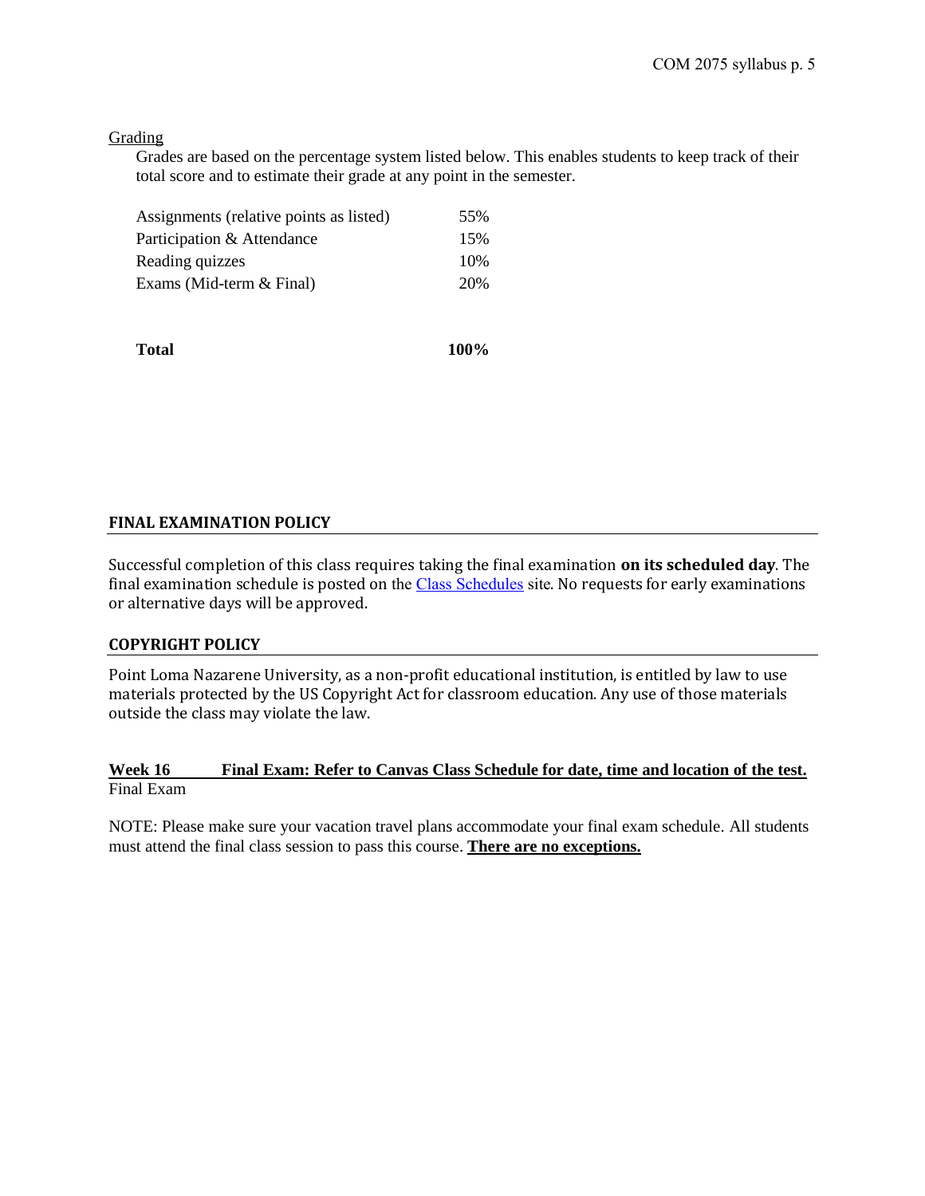Grading

Grades are based on the percentage system listed below. This enables students to keep track of their total score and to estimate their grade at any point in the semester.

| | |
|---|---|
| Assignments (relative points as listed) | 55% |
| Participation & Attendance | 15% |
| Reading quizzes | 10% |
| Exams (Mid-term & Final) | 20% |
| **Total** | **100%** |

## FINAL EXAMINATION POLICY

Successful completion of this class requires taking the final examination **on its scheduled day**. The final examination schedule is posted on the Class Schedules site. No requests for early examinations or alternative days will be approved.

## COPYRIGHT POLICY

Point Loma Nazarene University, as a non-profit educational institution, is entitled by law to use materials protected by the US Copyright Act for classroom education. Any use of those materials outside the class may violate the law.

**Week 16 Final Exam: Refer to Canvas Class Schedule for date, time and location of the test.**

Final Exam

NOTE: Please make sure your vacation travel plans accommodate your final exam schedule. All students must attend the final class session to pass this course. **There are no exceptions.**